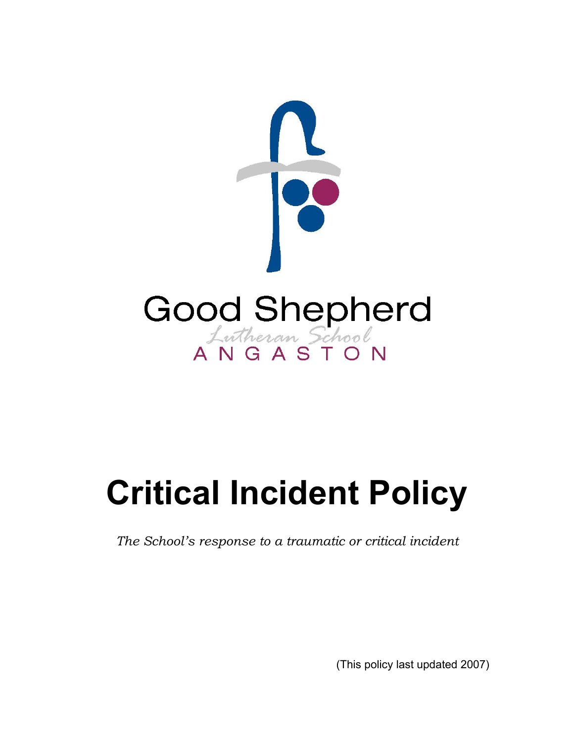Good Shepherd

Lutheran School

ANGASTON

# Critical Incident Policy

*The School's response to a traumatic or critical incident*

(This policy last updated 2007)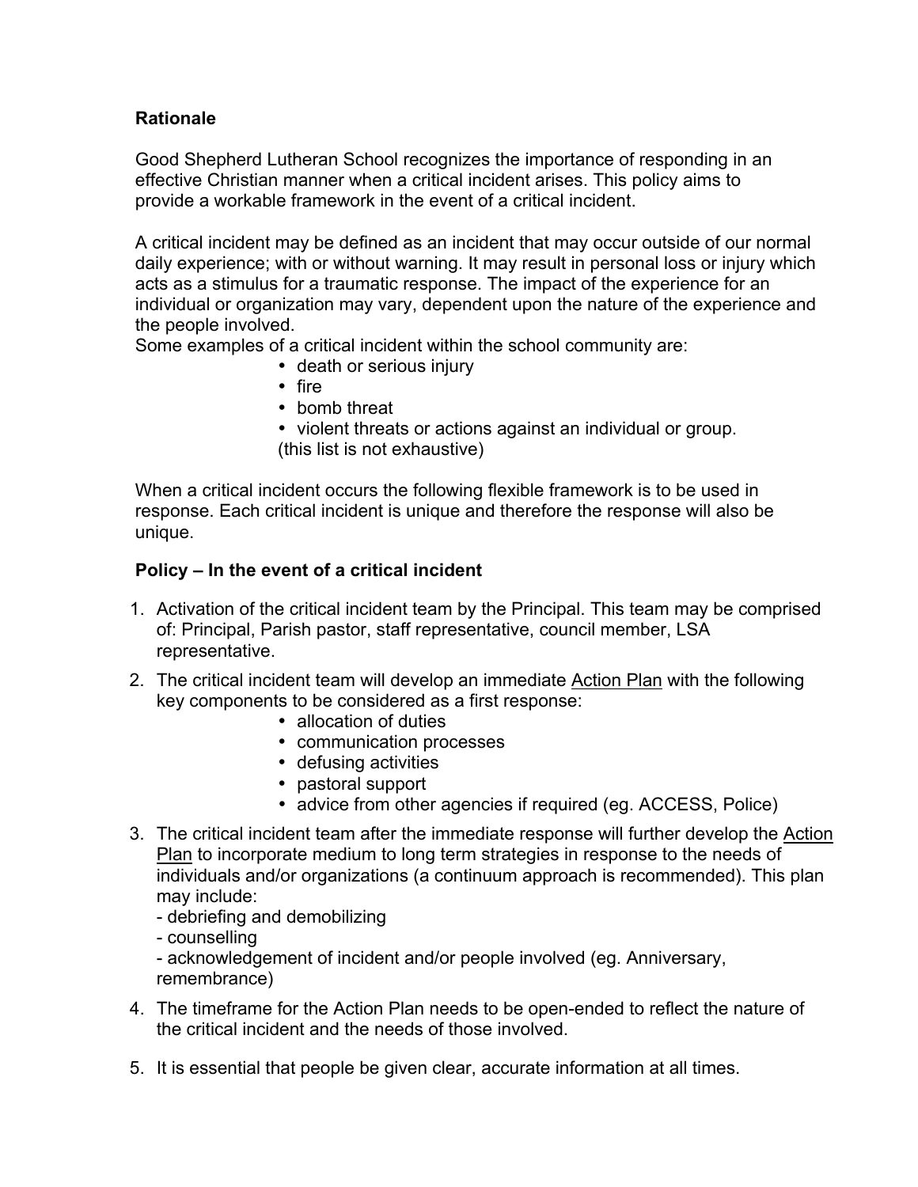## Rationale

Good Shepherd Lutheran School recognizes the importance of responding in an effective Christian manner when a critical incident arises. This policy aims to provide a workable framework in the event of a critical incident.

A critical incident may be defined as an incident that may occur outside of our normal daily experience; with or without warning. It may result in personal loss or injury which acts as a stimulus for a traumatic response. The impact of the experience for an individual or organization may vary, dependent upon the nature of the experience and the people involved.
Some examples of a critical incident within the school community are:

- death or serious injury
- fire
- bomb threat
- violent threats or actions against an individual or group.

(this list is not exhaustive)

When a critical incident occurs the following flexible framework is to be used in response. Each critical incident is unique and therefore the response will also be unique.

## Policy – In the event of a critical incident

1. Activation of the critical incident team by the Principal. This team may be comprised of: Principal, Parish pastor, staff representative, council member, LSA representative.
2. The critical incident team will develop an immediate Action Plan with the following key components to be considered as a first response:
   - allocation of duties
   - communication processes
   - defusing activities
   - pastoral support
   - advice from other agencies if required (eg. ACCESS, Police)
3. The critical incident team after the immediate response will further develop the Action Plan to incorporate medium to long term strategies in response to the needs of individuals and/or organizations (a continuum approach is recommended). This plan may include:
   - debriefing and demobilizing
   - counselling
   - acknowledgement of incident and/or people involved (eg. Anniversary, remembrance)
4. The timeframe for the Action Plan needs to be open-ended to reflect the nature of the critical incident and the needs of those involved.
5. It is essential that people be given clear, accurate information at all times.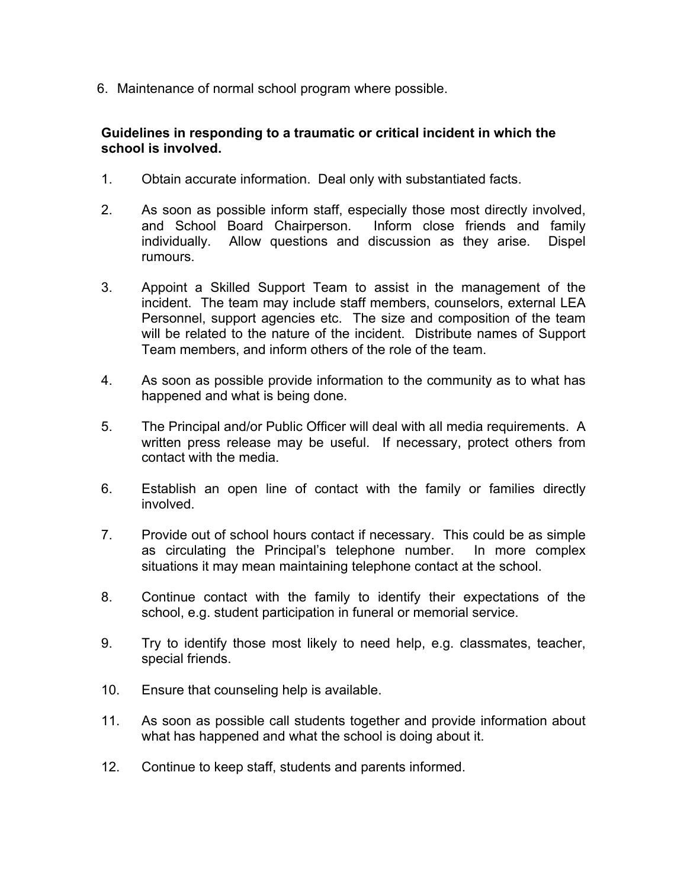6. Maintenance of normal school program where possible.

**Guidelines in responding to a traumatic or critical incident in which the school is involved.**

1. Obtain accurate information. Deal only with substantiated facts.

2. As soon as possible inform staff, especially those most directly involved, and School Board Chairperson. Inform close friends and family individually. Allow questions and discussion as they arise. Dispel rumours.

3. Appoint a Skilled Support Team to assist in the management of the incident. The team may include staff members, counselors, external LEA Personnel, support agencies etc. The size and composition of the team will be related to the nature of the incident. Distribute names of Support Team members, and inform others of the role of the team.

4. As soon as possible provide information to the community as to what has happened and what is being done.

5. The Principal and/or Public Officer will deal with all media requirements. A written press release may be useful. If necessary, protect others from contact with the media.

6. Establish an open line of contact with the family or families directly involved.

7. Provide out of school hours contact if necessary. This could be as simple as circulating the Principal's telephone number. In more complex situations it may mean maintaining telephone contact at the school.

8. Continue contact with the family to identify their expectations of the school, e.g. student participation in funeral or memorial service.

9. Try to identify those most likely to need help, e.g. classmates, teacher, special friends.

10. Ensure that counseling help is available.

11. As soon as possible call students together and provide information about what has happened and what the school is doing about it.

12. Continue to keep staff, students and parents informed.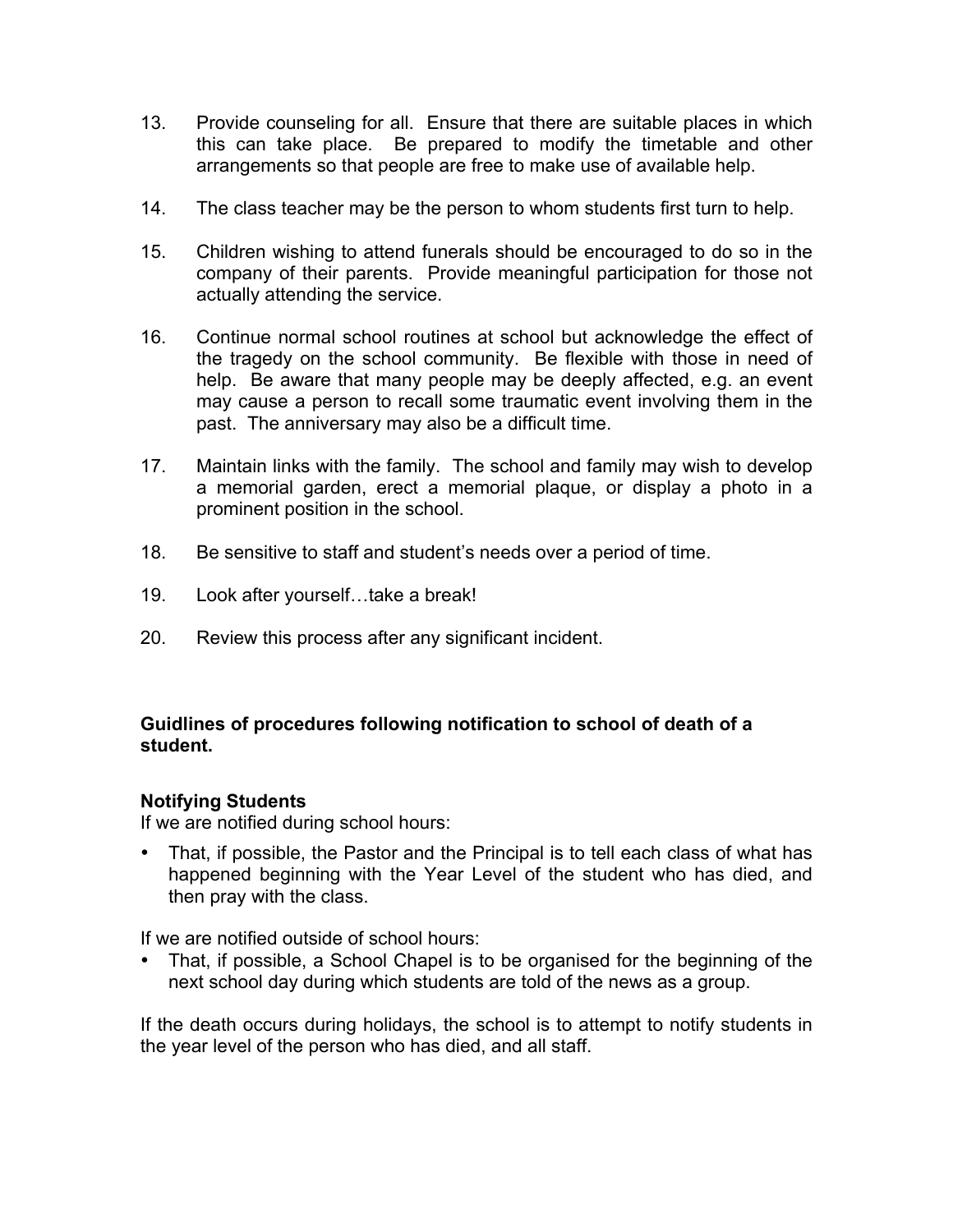13. Provide counseling for all. Ensure that there are suitable places in which this can take place. Be prepared to modify the timetable and other arrangements so that people are free to make use of available help.

14. The class teacher may be the person to whom students first turn to help.

15. Children wishing to attend funerals should be encouraged to do so in the company of their parents. Provide meaningful participation for those not actually attending the service.

16. Continue normal school routines at school but acknowledge the effect of the tragedy on the school community. Be flexible with those in need of help. Be aware that many people may be deeply affected, e.g. an event may cause a person to recall some traumatic event involving them in the past. The anniversary may also be a difficult time.

17. Maintain links with the family. The school and family may wish to develop a memorial garden, erect a memorial plaque, or display a photo in a prominent position in the school.

18. Be sensitive to staff and student's needs over a period of time.

19. Look after yourself…take a break!

20. Review this process after any significant incident.

**Guidlines of procedures following notification to school of death of a student.**

**Notifying Students**

If we are notified during school hours:

- That, if possible, the Pastor and the Principal is to tell each class of what has happened beginning with the Year Level of the student who has died, and then pray with the class.

If we are notified outside of school hours:

- That, if possible, a School Chapel is to be organised for the beginning of the next school day during which students are told of the news as a group.

If the death occurs during holidays, the school is to attempt to notify students in the year level of the person who has died, and all staff.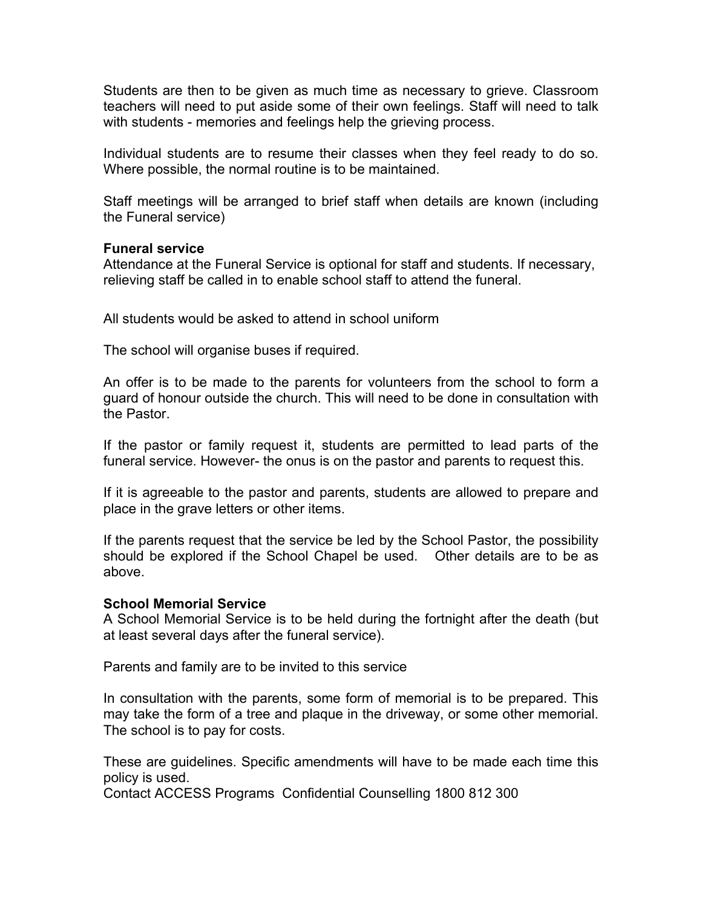Students are then to be given as much time as necessary to grieve. Classroom teachers will need to put aside some of their own feelings. Staff will need to talk with students - memories and feelings help the grieving process.

Individual students are to resume their classes when they feel ready to do so. Where possible, the normal routine is to be maintained.

Staff meetings will be arranged to brief staff when details are known (including the Funeral service)

**Funeral service**

Attendance at the Funeral Service is optional for staff and students. If necessary, relieving staff be called in to enable school staff to attend the funeral.

All students would be asked to attend in school uniform

The school will organise buses if required.

An offer is to be made to the parents for volunteers from the school to form a guard of honour outside the church. This will need to be done in consultation with the Pastor.

If the pastor or family request it, students are permitted to lead parts of the funeral service. However- the onus is on the pastor and parents to request this.

If it is agreeable to the pastor and parents, students are allowed to prepare and place in the grave letters or other items.

If the parents request that the service be led by the School Pastor, the possibility should be explored if the School Chapel be used. Other details are to be as above.

**School Memorial Service**

A School Memorial Service is to be held during the fortnight after the death (but at least several days after the funeral service).

Parents and family are to be invited to this service

In consultation with the parents, some form of memorial is to be prepared. This may take the form of a tree and plaque in the driveway, or some other memorial. The school is to pay for costs.

These are guidelines. Specific amendments will have to be made each time this policy is used.
Contact ACCESS Programs Confidential Counselling 1800 812 300